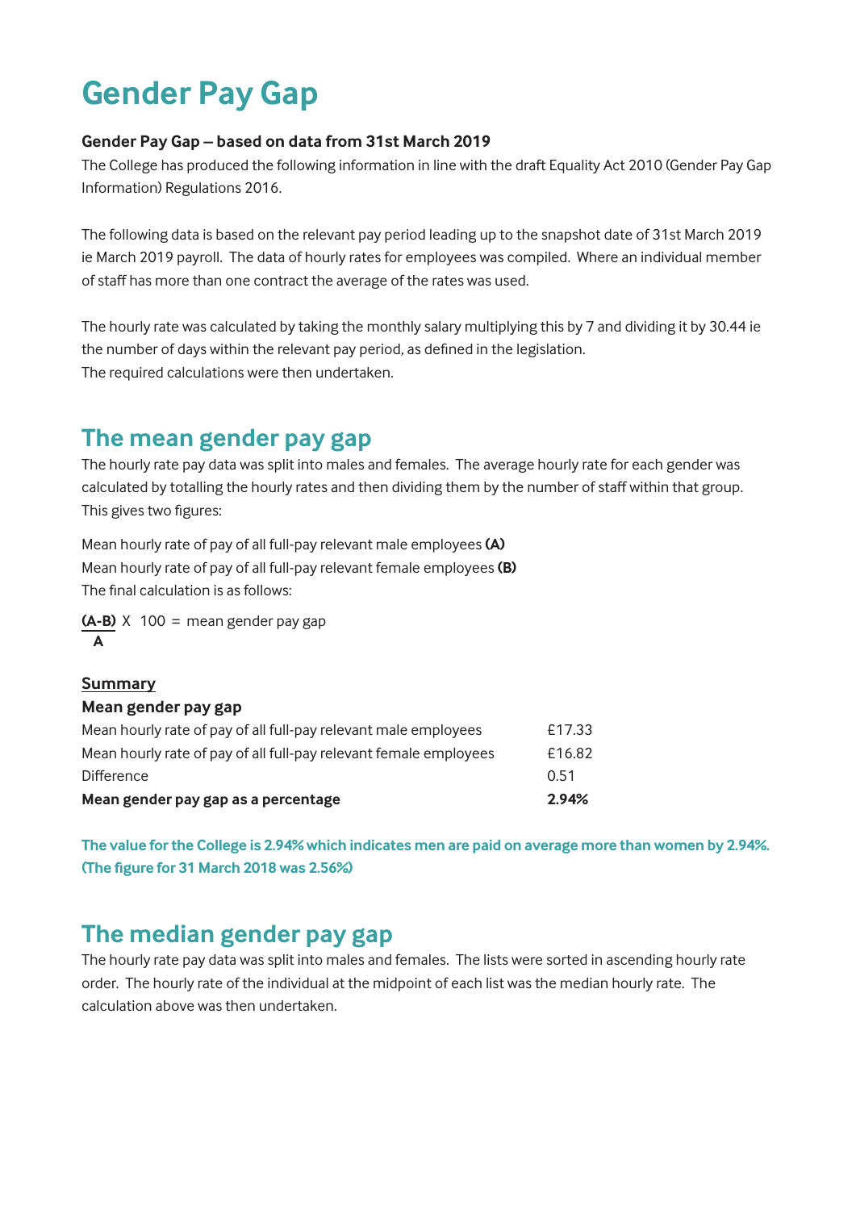# Gender Pay Gap

**Gender Pay Gap – based on data from 31st March 2019**

The College has produced the following information in line with the draft Equality Act 2010 (Gender Pay Gap Information) Regulations 2016.

The following data is based on the relevant pay period leading up to the snapshot date of 31st March 2019 ie March 2019 payroll. The data of hourly rates for employees was compiled. Where an individual member of staff has more than one contract the average of the rates was used.

The hourly rate was calculated by taking the monthly salary multiplying this by 7 and dividing it by 30.44 ie the number of days within the relevant pay period, as defined in the legislation.
The required calculations were then undertaken.

## The mean gender pay gap

The hourly rate pay data was split into males and females. The average hourly rate for each gender was calculated by totalling the hourly rates and then dividing them by the number of staff within that group. This gives two figures:

Mean hourly rate of pay of all full-pay relevant male employees **(A)**
Mean hourly rate of pay of all full-pay relevant female employees **(B)**
The final calculation is as follows:

$$\frac{(A-B)}{A} \times 100 = \text{mean gender pay gap}$$

<u>**Summary**</u>

**Mean gender pay gap**

| | |
|---|---|
| Mean hourly rate of pay of all full-pay relevant male employees | £17.33 |
| Mean hourly rate of pay of all full-pay relevant female employees | £16.82 |
| Difference | 0.51 |
| **Mean gender pay gap as a percentage** | **2.94%** |

**The value for the College is 2.94% which indicates men are paid on average more than women by 2.94%. (The figure for 31 March 2018 was 2.56%)**

## The median gender pay gap

The hourly rate pay data was split into males and females. The lists were sorted in ascending hourly rate order. The hourly rate of the individual at the midpoint of each list was the median hourly rate. The calculation above was then undertaken.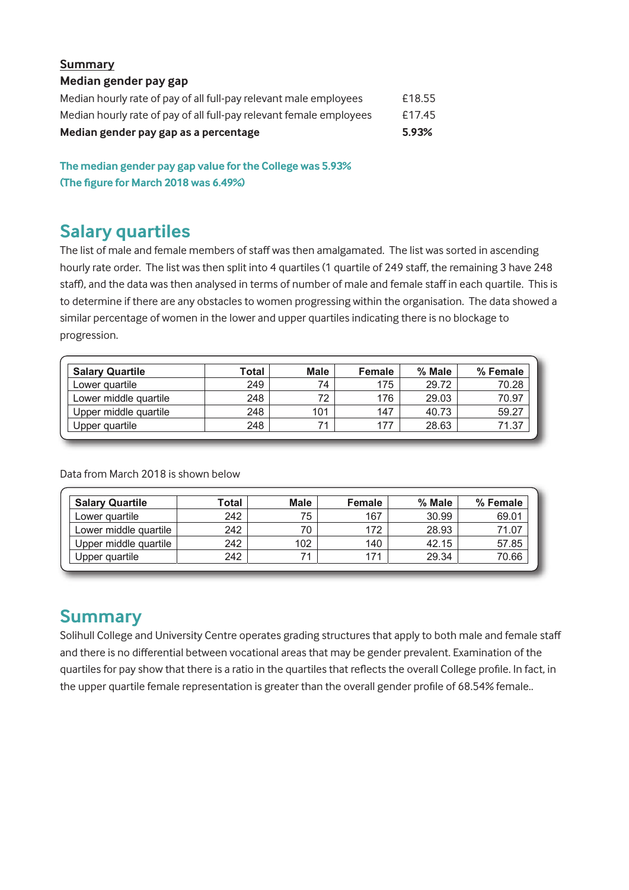## Summary

### Median gender pay gap

| | |
|---|---|
| Median hourly rate of pay of all full-pay relevant male employees | £18.55 |
| Median hourly rate of pay of all full-pay relevant female employees | £17.45 |
| **Median gender pay gap as a percentage** | **5.93%** |

**The median gender pay gap value for the College was 5.93%**
**(The figure for March 2018 was 6.49%)**

## Salary quartiles

The list of male and female members of staff was then amalgamated. The list was sorted in ascending hourly rate order. The list was then split into 4 quartiles (1 quartile of 249 staff, the remaining 3 have 248 staff), and the data was then analysed in terms of number of male and female staff in each quartile. This is to determine if there are any obstacles to women progressing within the organisation. The data showed a similar percentage of women in the lower and upper quartiles indicating there is no blockage to progression.

| Salary Quartile | Total | Male | Female | % Male | % Female |
|---|---|---|---|---|---|
| Lower quartile | 249 | 74 | 175 | 29.72 | 70.28 |
| Lower middle quartile | 248 | 72 | 176 | 29.03 | 70.97 |
| Upper middle quartile | 248 | 101 | 147 | 40.73 | 59.27 |
| Upper quartile | 248 | 71 | 177 | 28.63 | 71.37 |

Data from March 2018 is shown below

| Salary Quartile | Total | Male | Female | % Male | % Female |
|---|---|---|---|---|---|
| Lower quartile | 242 | 75 | 167 | 30.99 | 69.01 |
| Lower middle quartile | 242 | 70 | 172 | 28.93 | 71.07 |
| Upper middle quartile | 242 | 102 | 140 | 42.15 | 57.85 |
| Upper quartile | 242 | 71 | 171 | 29.34 | 70.66 |

## Summary

Solihull College and University Centre operates grading structures that apply to both male and female staff and there is no differential between vocational areas that may be gender prevalent. Examination of the quartiles for pay show that there is a ratio in the quartiles that reflects the overall College profile. In fact, in the upper quartile female representation is greater than the overall gender profile of 68.54% female..